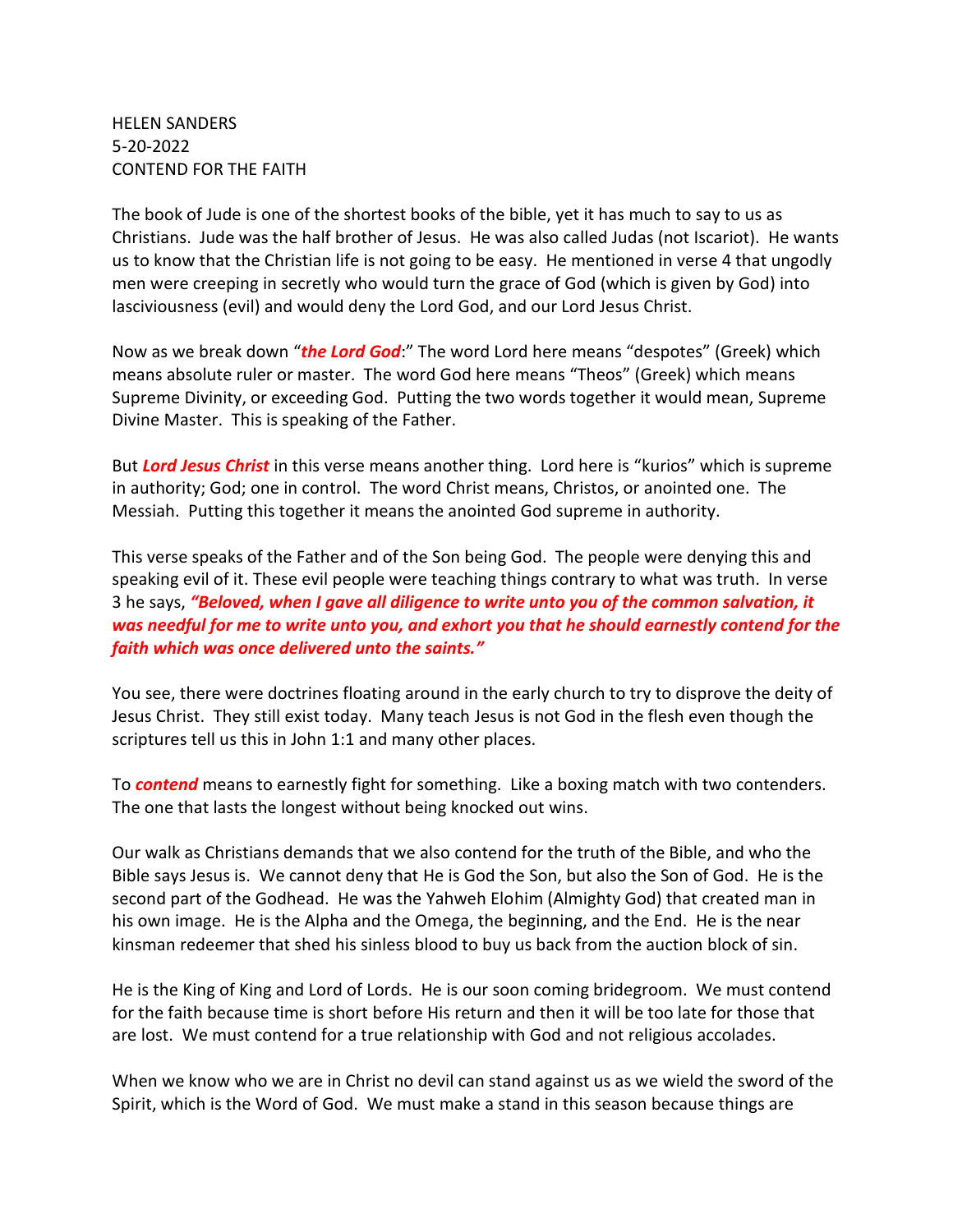HELEN SANDERS
5-20-2022
CONTEND FOR THE FAITH

The book of Jude is one of the shortest books of the bible, yet it has much to say to us as Christians. Jude was the half brother of Jesus. He was also called Judas (not Iscariot). He wants us to know that the Christian life is not going to be easy. He mentioned in verse 4 that ungodly men were creeping in secretly who would turn the grace of God (which is given by God) into lasciviousness (evil) and would deny the Lord God, and our Lord Jesus Christ.

Now as we break down "***the Lord God***:" The word Lord here means "despotes" (Greek) which means absolute ruler or master. The word God here means "Theos" (Greek) which means Supreme Divinity, or exceeding God. Putting the two words together it would mean, Supreme Divine Master. This is speaking of the Father.

But ***Lord Jesus Christ*** in this verse means another thing. Lord here is "kurios" which is supreme in authority; God; one in control. The word Christ means, Christos, or anointed one. The Messiah. Putting this together it means the anointed God supreme in authority.

This verse speaks of the Father and of the Son being God. The people were denying this and speaking evil of it. These evil people were teaching things contrary to what was truth. In verse 3 he says, ***"Beloved, when I gave all diligence to write unto you of the common salvation, it was needful for me to write unto you, and exhort you that he should earnestly contend for the faith which was once delivered unto the saints."***

You see, there were doctrines floating around in the early church to try to disprove the deity of Jesus Christ. They still exist today. Many teach Jesus is not God in the flesh even though the scriptures tell us this in John 1:1 and many other places.

To ***contend*** means to earnestly fight for something. Like a boxing match with two contenders. The one that lasts the longest without being knocked out wins.

Our walk as Christians demands that we also contend for the truth of the Bible, and who the Bible says Jesus is. We cannot deny that He is God the Son, but also the Son of God. He is the second part of the Godhead. He was the Yahweh Elohim (Almighty God) that created man in his own image. He is the Alpha and the Omega, the beginning, and the End. He is the near kinsman redeemer that shed his sinless blood to buy us back from the auction block of sin.

He is the King of King and Lord of Lords. He is our soon coming bridegroom. We must contend for the faith because time is short before His return and then it will be too late for those that are lost. We must contend for a true relationship with God and not religious accolades.

When we know who we are in Christ no devil can stand against us as we wield the sword of the Spirit, which is the Word of God. We must make a stand in this season because things are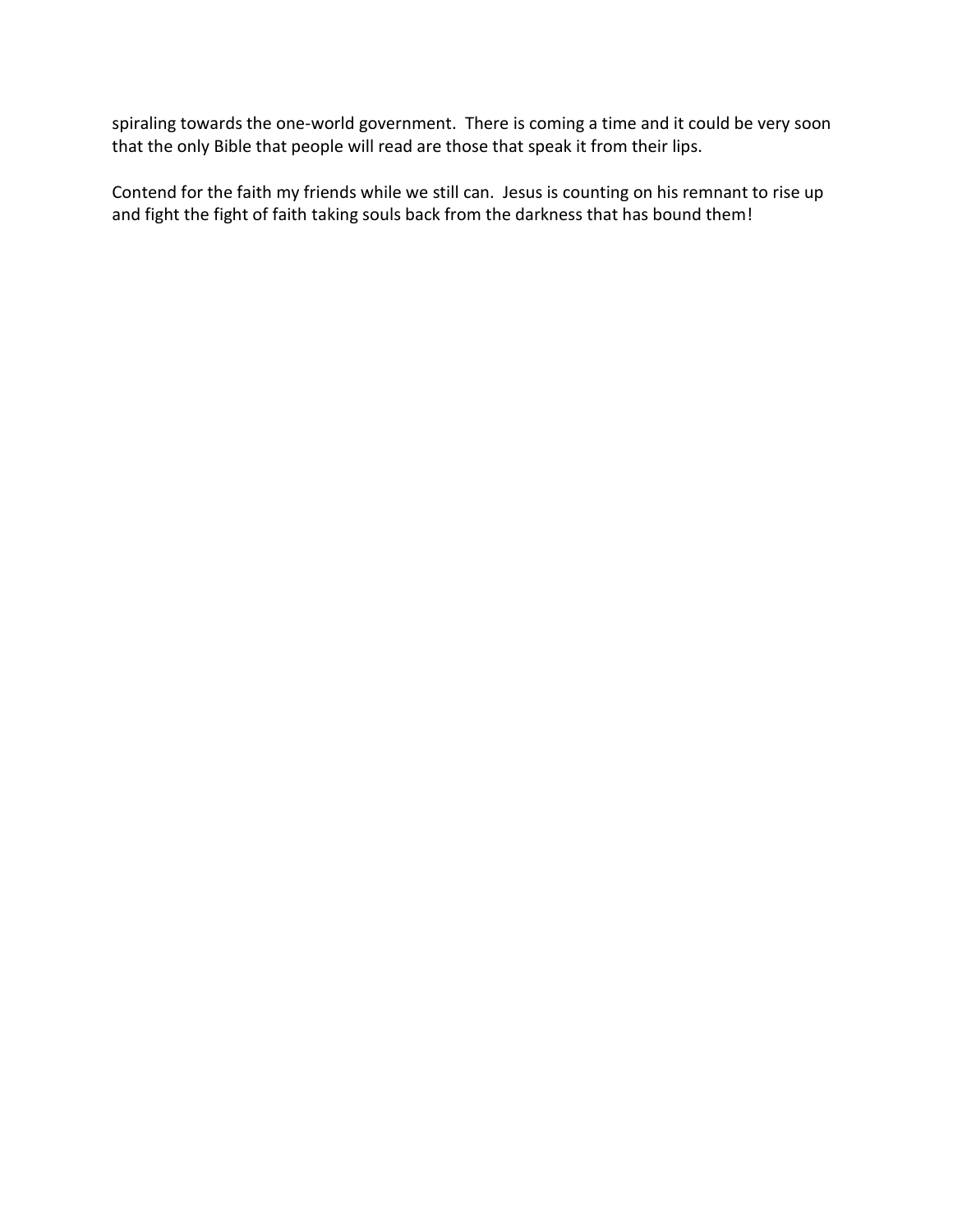spiraling towards the one-world government. There is coming a time and it could be very soon that the only Bible that people will read are those that speak it from their lips.

Contend for the faith my friends while we still can. Jesus is counting on his remnant to rise up and fight the fight of faith taking souls back from the darkness that has bound them!